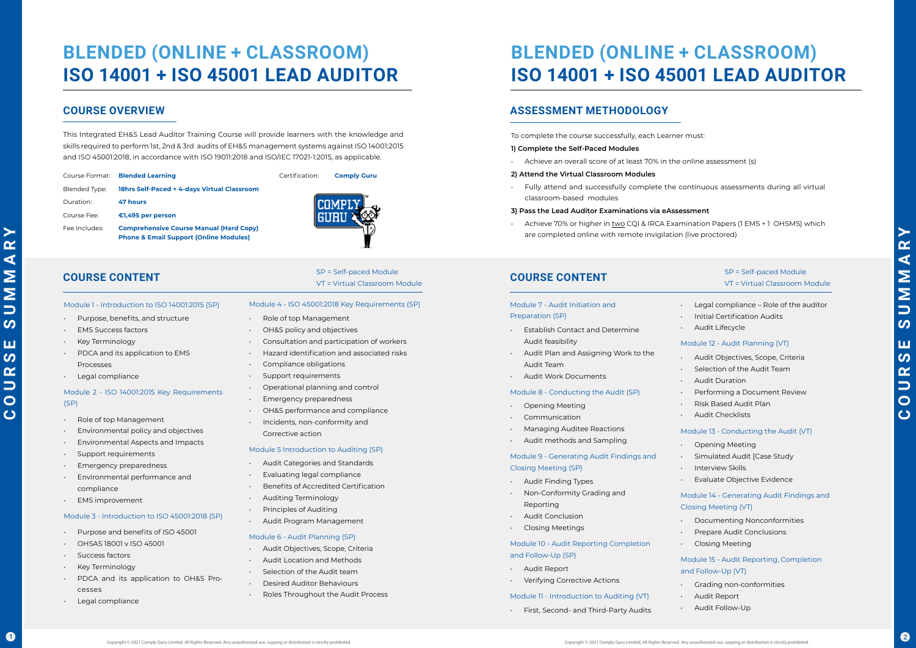# BLENDED (ONLINE + CLASSROOM) ISO 14001 + ISO 45001 LEAD AUDITOR

## COURSE OVERVIEW

This Integrated EH&S Lead Auditor Training Course will provide learners with the knowledge and skills required to perform 1st, 2nd & 3rd audits of EH&S management systems against ISO 14001:2015 and ISO 45001:2018, in accordance with ISO 19011:2018 and ISO/IEC 17021-1:2015, as applicable.

| | |
|---|---|
| Course Format: | **Blended Learning** |
| Blended Type: | **18hrs Self-Paced + 4-days Virtual Classroom** |
| Duration: | **47 hours** |
| Course Fee: | **€1,495 per person** |
| Fee Includes: | **Comprehensive Course Manual (Hard Copy)** **Phone & Email Support (Online Modules)** |
| Certification: | **Comply Guru** |

## COURSE CONTENT

SP = Self-paced Module
VT = Virtual Classroom Module

Module 1 - Introduction to ISO 14001:2015 (SP)

- Purpose, benefits, and structure
- EMS Success factors
- Key Terminology
- PDCA and its application to EMS Processes
- Legal compliance

Module 2 - ISO 14001:2015 Key Requirements (SP)

- Role of top Management
- Environmental policy and objectives
- Environmental Aspects and Impacts
- Support requirements
- Emergency preparedness
- Environmental performance and compliance
- EMS improvement

Module 3 - Introduction to ISO 45001:2018 (SP)

- Purpose and benefits of ISO 45001
- OHSAS 18001 v ISO 45001
- Success factors
- Key Terminology
- PDCA and its application to OH&S Processes
- Legal compliance

Module 4 - ISO 45001:2018 Key Requirements (SP)

- Role of top Management
- OH&S policy and objectives
- Consultation and participation of workers
- Hazard identification and associated risks
- Compliance obligations
- Support requirements
- Operational planning and control
- Emergency preparedness
- OH&S performance and compliance
- Incidents, non-conformity and Corrective action

Module 5 Introduction to Auditing (SP)

- Audit Categories and Standards
- Evaluating legal compliance
- Benefits of Accredited Certification
- Auditing Terminology
- Principles of Auditing
- Audit Program Management

Module 6 - Audit Planning (SP)

- Audit Objectives, Scope, Criteria
- Audit Location and Methods
- Selection of the Audit team
- Desired Auditor Behaviours
- Roles Throughout the Audit Process

# BLENDED (ONLINE + CLASSROOM) ISO 14001 + ISO 45001 LEAD AUDITOR

## ASSESSMENT METHODOLOGY

To complete the course successfully, each Learner must:

**1) Complete the Self-Paced Modules**

- Achieve an overall score of at least 70% in the online assessment (s)

**2) Attend the Virtual Classroom Modules**

- Fully attend and successfully complete the continuous assessments during all virtual classroom-based modules

**3) Pass the Lead Auditor Examinations via eAssessment**

- Achieve 70% or higher in two CQI & IRCA Examination Papers (1 EMS + 1 OHSMS) which are completed online with remote invigilation (live proctored)

## COURSE CONTENT

SP = Self-paced Module
VT = Virtual Classroom Module

Module 7 - Audit Initiation and Preparation (SP)

- Establish Contact and Determine Audit feasibility
- Audit Plan and Assigning Work to the Audit Team
- Audit Work Documents

Module 8 - Conducting the Audit (SP)

- Opening Meeting
- Communication
- Managing Auditee Reactions
- Audit methods and Sampling

Module 9 - Generating Audit Findings and Closing Meeting (SP)

- Audit Finding Types
- Non-Conformity Grading and Reporting
- Audit Conclusion
- Closing Meetings

Module 10 - Audit Reporting Completion and Follow-Up (SP)

- Audit Report
- Verifying Corrective Actions

Module 11 - Introduction to Auditing (VT)

- First, Second- and Third-Party Audits
- Legal compliance – Role of the auditor
- Initial Certification Audits
- Audit Lifecycle

Module 12 - Audit Planning (VT)

- Audit Objectives, Scope, Criteria
- Selection of the Audit Team
- Audit Duration
- Performing a Document Review
- Risk Based Audit Plan
- Audit Checklists

Module 13 - Conducting the Audit (VT)

- Opening Meeting
- Simulated Audit [Case Study
- Interview Skills
- Evaluate Objective Evidence

Module 14 - Generating Audit Findings and Closing Meeting (VT)

- Documenting Nonconformities
- Prepare Audit Conclusions
- Closing Meeting

Module 15 - Audit Reporting, Completion and Follow-Up (VT)

- Grading non-conformities
- Audit Report
- Audit Follow-Up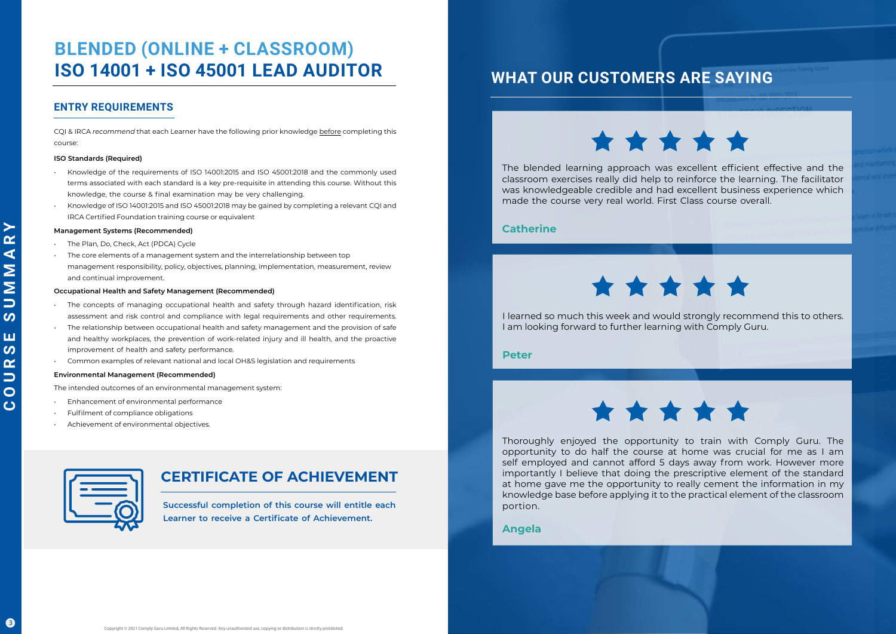# BLENDED (ONLINE + CLASSROOM)
# ISO 14001 + ISO 45001 LEAD AUDITOR

## ENTRY REQUIREMENTS

CQI & IRCA *recommend* that each Learner have the following prior knowledge before completing this course:

**ISO Standards (Required)**

- Knowledge of the requirements of ISO 14001:2015 and ISO 45001:2018 and the commonly used terms associated with each standard is a key pre-requisite in attending this course. Without this knowledge, the course & final examination may be very challenging.
- Knowledge of ISO 14001:2015 and ISO 45001:2018 may be gained by completing a relevant CQI and IRCA Certified Foundation training course or equivalent

**Management Systems (Recommended)**

- The Plan, Do, Check, Act (PDCA) Cycle
- The core elements of a management system and the interrelationship between top management responsibility, policy, objectives, planning, implementation, measurement, review and continual improvement.

**Occupational Health and Safety Management (Recommended)**

- The concepts of managing occupational health and safety through hazard identification, risk assessment and risk control and compliance with legal requirements and other requirements.
- The relationship between occupational health and safety management and the provision of safe and healthy workplaces, the prevention of work-related injury and ill health, and the proactive improvement of health and safety performance.
- Common examples of relevant national and local OH&S legislation and requirements

**Environmental Management (Recommended)**

The intended outcomes of an environmental management system:

- Enhancement of environmental performance
- Fulfilment of compliance obligations
- Achievement of environmental objectives.

## CERTIFICATE OF ACHIEVEMENT

**Successful completion of this course will entitle each Learner to receive a Certificate of Achievement.**

## WHAT OUR CUSTOMERS ARE SAYING

★★★★★

The blended learning approach was excellent efficient effective and the classroom exercises really did help to reinforce the learning. The facilitator was knowledgeable credible and had excellent business experience which made the course very real world. First Class course overall.

**Catherine**

★★★★★

I learned so much this week and would strongly recommend this to others. I am looking forward to further learning with Comply Guru.

**Peter**

★★★★★

Thoroughly enjoyed the opportunity to train with Comply Guru. The opportunity to do half the course at home was crucial for me as I am self employed and cannot afford 5 days away from work. However more importantly I believe that doing the prescriptive element of the standard at home gave me the opportunity to really cement the information in my knowledge base before applying it to the practical element of the classroom portion.

**Angela**

Copyright © 2021 Comply Guru Limited, All Rights Reserved. Any unauthorized use, copying or distribution is strictly prohibited.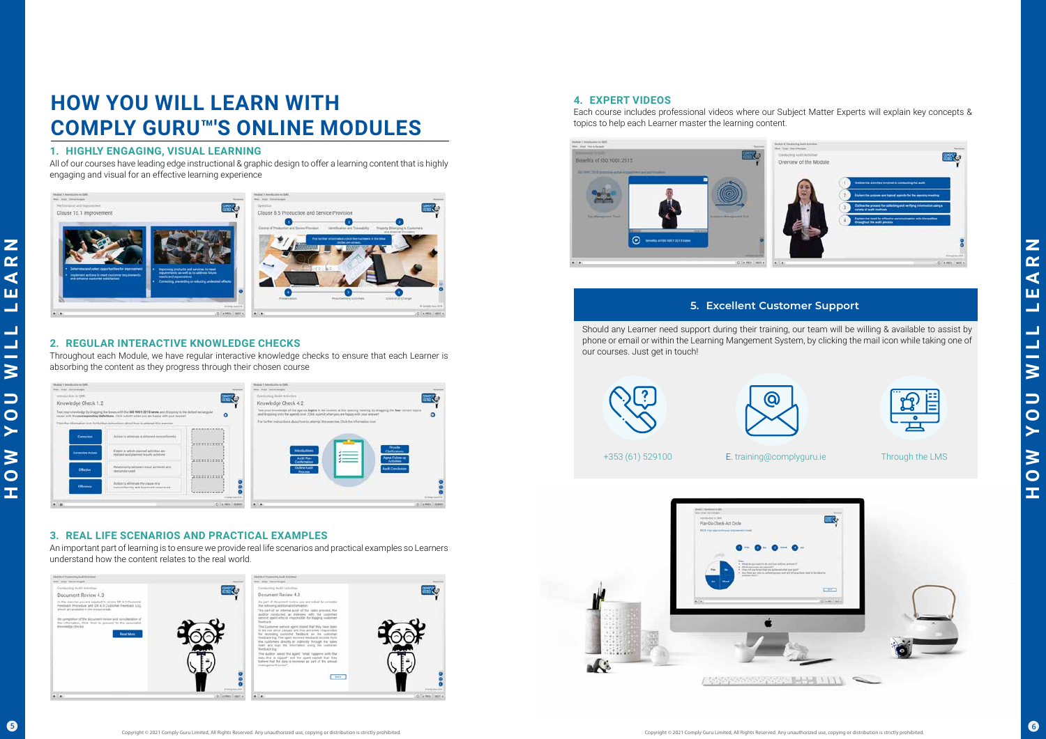# HOW YOU WILL LEARN WITH COMPLY GURU™'S ONLINE MODULES

## 1. HIGHLY ENGAGING, VISUAL LEARNING

All of our courses have leading edge instructional & graphic design to offer a learning content that is highly engaging and visual for an effective learning experience

## 2. REGULAR INTERACTIVE KNOWLEDGE CHECKS

Throughout each Module, we have regular interactive knowledge checks to ensure that each Learner is absorbing the content as they progress through their chosen course

## 3. REAL LIFE SCENARIOS AND PRACTICAL EXAMPLES

An important part of learning is to ensure we provide real life scenarios and practical examples so Learners understand how the content relates to the real world.

## 4. EXPERT VIDEOS

Each course includes professional videos where our Subject Matter Experts will explain key concepts & topics to help each Learner master the learning content.

## 5. Excellent Customer Support

Should any Learner need support during their training, our team will be willing & available to assist by phone or email or within the Learning Mangement System, by clicking the mail icon while taking one of our courses. Just get in touch!

+353 (61) 529100

E. training@complyguru.ie

Through the LMS